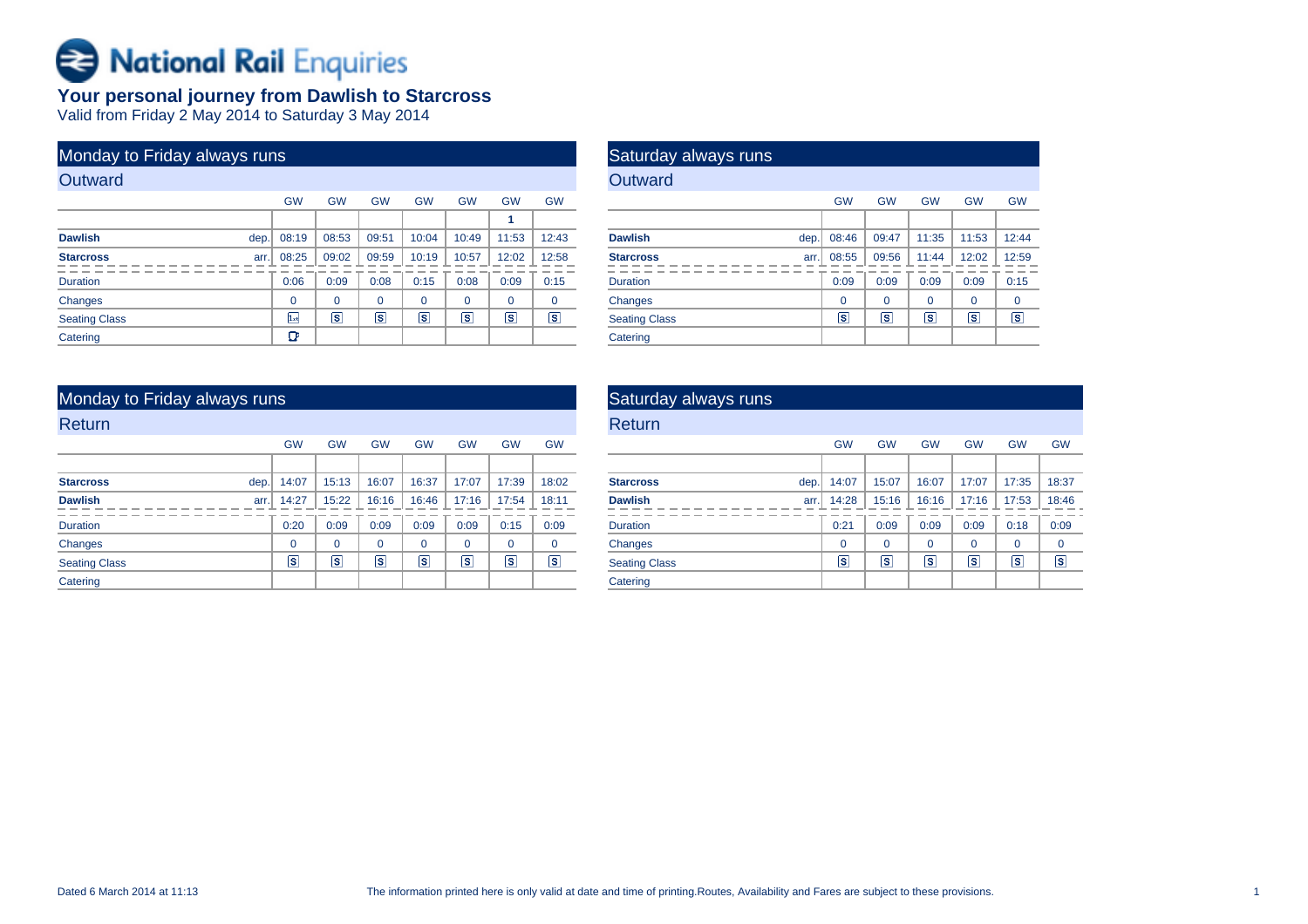# National Rail Enquiries

## Your personal journey from Dawlish to Starcross

Valid from Friday 2 May 2014 to Saturday 3 May 2014

### Monday to Friday always runs

#### Outward

| | | GW | GW | GW | GW | GW | GW | GW |
|---|---|---|---|---|---|---|---|---|
| | | | | | | | 1 | |
| **Dawlish** | dep. | 08:19 | 08:53 | 09:51 | 10:04 | 10:49 | 11:53 | 12:43 |
| **Starcross** | arr. | 08:25 | 09:02 | 09:59 | 10:19 | 10:57 | 12:02 | 12:58 |
| Duration | | 0:06 | 0:09 | 0:08 | 0:15 | 0:08 | 0:09 | 0:15 |
| Changes | | 0 | 0 | 0 | 0 | 0 | 0 | 0 |
| Seating Class | | 1st | S | S | S | S | S | S |
| Catering | | ☕ | | | | | | |

### Saturday always runs

#### Outward

| | | GW | GW | GW | GW | GW |
|---|---|---|---|---|---|---|
| | | | | | | |
| **Dawlish** | dep. | 08:46 | 09:47 | 11:35 | 11:53 | 12:44 |
| **Starcross** | arr. | 08:55 | 09:56 | 11:44 | 12:02 | 12:59 |
| Duration | | 0:09 | 0:09 | 0:09 | 0:09 | 0:15 |
| Changes | | 0 | 0 | 0 | 0 | 0 |
| Seating Class | | S | S | S | S | S |
| Catering | | | | | | |

### Monday to Friday always runs

#### Return

| | | GW | GW | GW | GW | GW | GW | GW |
|---|---|---|---|---|---|---|---|---|
| | | | | | | | | |
| **Starcross** | dep. | 14:07 | 15:13 | 16:07 | 16:37 | 17:07 | 17:39 | 18:02 |
| **Dawlish** | arr. | 14:27 | 15:22 | 16:16 | 16:46 | 17:16 | 17:54 | 18:11 |
| Duration | | 0:20 | 0:09 | 0:09 | 0:09 | 0:09 | 0:15 | 0:09 |
| Changes | | 0 | 0 | 0 | 0 | 0 | 0 | 0 |
| Seating Class | | S | S | S | S | S | S | S |
| Catering | | | | | | | | |

### Saturday always runs

#### Return

| | | GW | GW | GW | GW | GW | GW |
|---|---|---|---|---|---|---|---|
| | | | | | | | |
| **Starcross** | dep. | 14:07 | 15:07 | 16:07 | 17:07 | 17:35 | 18:37 |
| **Dawlish** | arr. | 14:28 | 15:16 | 16:16 | 17:16 | 17:53 | 18:46 |
| Duration | | 0:21 | 0:09 | 0:09 | 0:09 | 0:18 | 0:09 |
| Changes | | 0 | 0 | 0 | 0 | 0 | 0 |
| Seating Class | | S | S | S | S | S | S |
| Catering | | | | | | | |

Dated 6 March 2014 at 11:13

The information printed here is only valid at date and time of printing.Routes, Availability and Fares are subject to these provisions.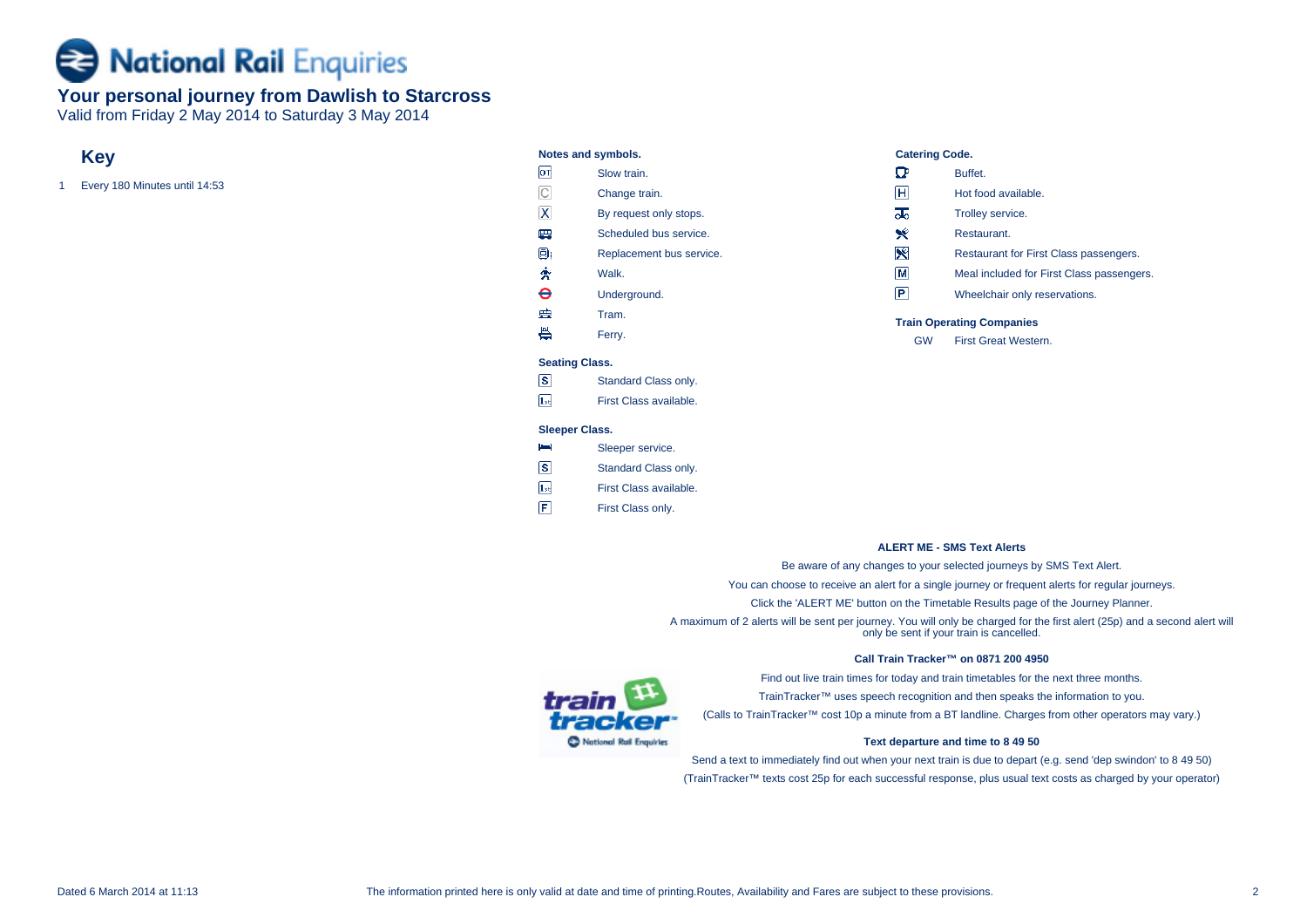# National Rail Enquiries

## Your personal journey from Dawlish to Starcross

Valid from Friday 2 May 2014 to Saturday 3 May 2014

### Key

1 Every 180 Minutes until 14:53

**Notes and symbols.**

| | |
|---|---|
| OT | Slow train. |
| C | Change train. |
| X | By request only stops. |
| | Scheduled bus service. |
| | Replacement bus service. |
| | Walk. |
| | Underground. |
| | Tram. |
| | Ferry. |

**Seating Class.**

| | |
|---|---|
| S | Standard Class only. |
| 1st | First Class available. |

**Sleeper Class.**

| | |
|---|---|
| | Sleeper service. |
| S | Standard Class only. |
| 1st | First Class available. |
| F | First Class only. |

**Catering Code.**

| | |
|---|---|
| | Buffet. |
| H | Hot food available. |
| | Trolley service. |
| | Restaurant. |
| | Restaurant for First Class passengers. |
| M | Meal included for First Class passengers. |
| P | Wheelchair only reservations. |

**Train Operating Companies**

| | |
|---|---|
| GW | First Great Western. |

**ALERT ME - SMS Text Alerts**

Be aware of any changes to your selected journeys by SMS Text Alert.

You can choose to receive an alert for a single journey or frequent alerts for regular journeys.

Click the 'ALERT ME' button on the Timetable Results page of the Journey Planner.

A maximum of 2 alerts will be sent per journey. You will only be charged for the first alert (25p) and a second alert will only be sent if your train is cancelled.

**Call Train Tracker™ on 0871 200 4950**

Find out live train times for today and train timetables for the next three months.

TrainTracker™ uses speech recognition and then speaks the information to you.

(Calls to TrainTracker™ cost 10p a minute from a BT landline. Charges from other operators may vary.)

**Text departure and time to 8 49 50**

Send a text to immediately find out when your next train is due to depart (e.g. send 'dep swindon' to 8 49 50)

(TrainTracker™ texts cost 25p for each successful response, plus usual text costs as charged by your operator)

Dated 6 March 2014 at 11:13

The information printed here is only valid at date and time of printing.Routes, Availability and Fares are subject to these provisions.